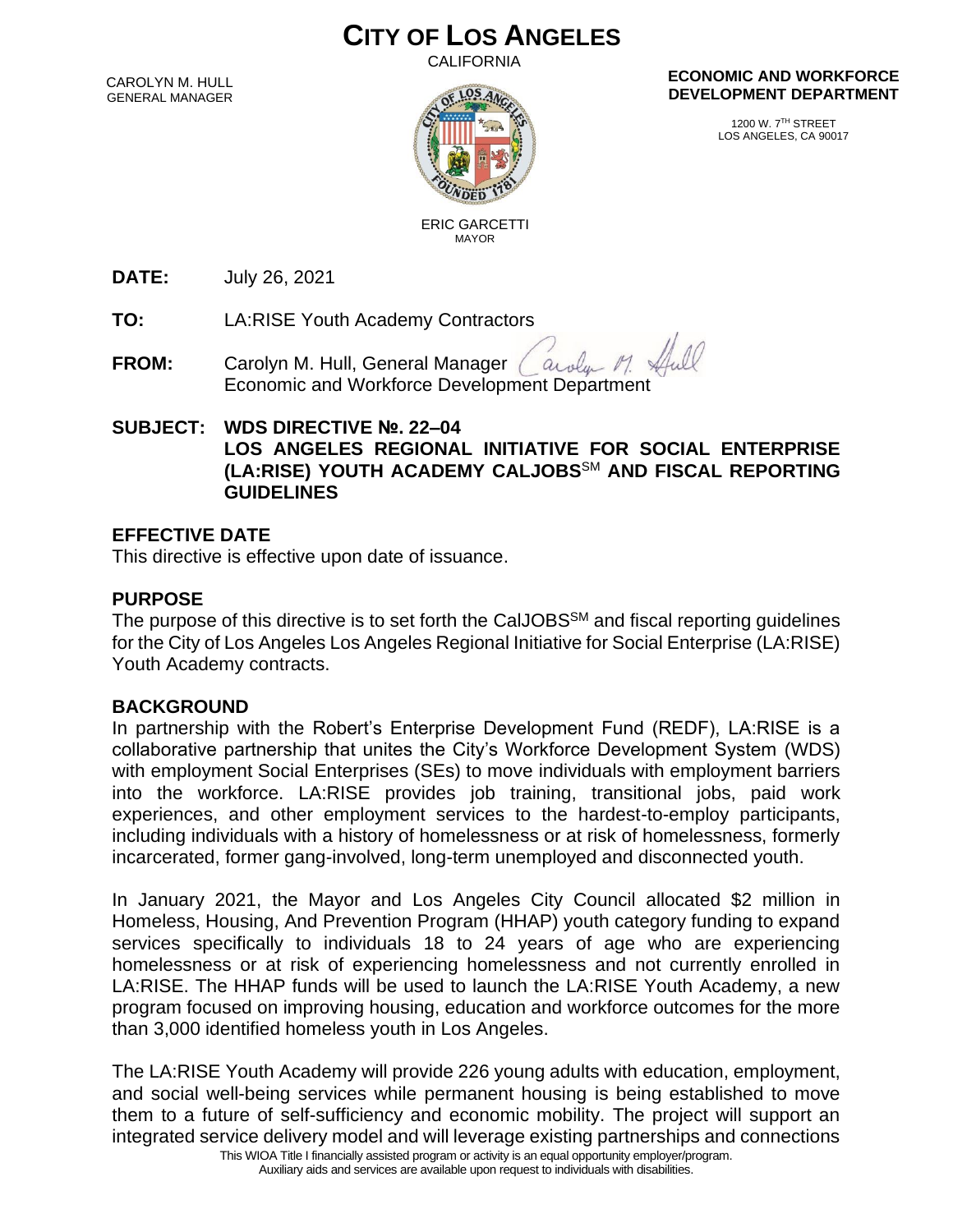# CITY OF LOS ANGELES

CALIFORNIA

CAROLYN M. HULL
GENERAL MANAGER

ERIC GARCETTI
MAYOR

**ECONOMIC AND WORKFORCE DEVELOPMENT DEPARTMENT**

1200 W. 7TH STREET
LOS ANGELES, CA 90017

**DATE:** July 26, 2021

**TO:** LA:RISE Youth Academy Contractors

**FROM:** Carolyn M. Hull, General Manager
Economic and Workforce Development Department

**SUBJECT: WDS DIRECTIVE №. 22–04**
**LOS ANGELES REGIONAL INITIATIVE FOR SOCIAL ENTERPRISE (LA:RISE) YOUTH ACADEMY CALJOBS℠ AND FISCAL REPORTING GUIDELINES**

## EFFECTIVE DATE

This directive is effective upon date of issuance.

## PURPOSE

The purpose of this directive is to set forth the CalJOBS℠ and fiscal reporting guidelines for the City of Los Angeles Los Angeles Regional Initiative for Social Enterprise (LA:RISE) Youth Academy contracts.

## BACKGROUND

In partnership with the Robert's Enterprise Development Fund (REDF), LA:RISE is a collaborative partnership that unites the City's Workforce Development System (WDS) with employment Social Enterprises (SEs) to move individuals with employment barriers into the workforce. LA:RISE provides job training, transitional jobs, paid work experiences, and other employment services to the hardest-to-employ participants, including individuals with a history of homelessness or at risk of homelessness, formerly incarcerated, former gang-involved, long-term unemployed and disconnected youth.

In January 2021, the Mayor and Los Angeles City Council allocated $2 million in Homeless, Housing, And Prevention Program (HHAP) youth category funding to expand services specifically to individuals 18 to 24 years of age who are experiencing homelessness or at risk of experiencing homelessness and not currently enrolled in LA:RISE. The HHAP funds will be used to launch the LA:RISE Youth Academy, a new program focused on improving housing, education and workforce outcomes for the more than 3,000 identified homeless youth in Los Angeles.

The LA:RISE Youth Academy will provide 226 young adults with education, employment, and social well-being services while permanent housing is being established to move them to a future of self-sufficiency and economic mobility. The project will support an integrated service delivery model and will leverage existing partnerships and connections

This WIOA Title I financially assisted program or activity is an equal opportunity employer/program.
Auxiliary aids and services are available upon request to individuals with disabilities.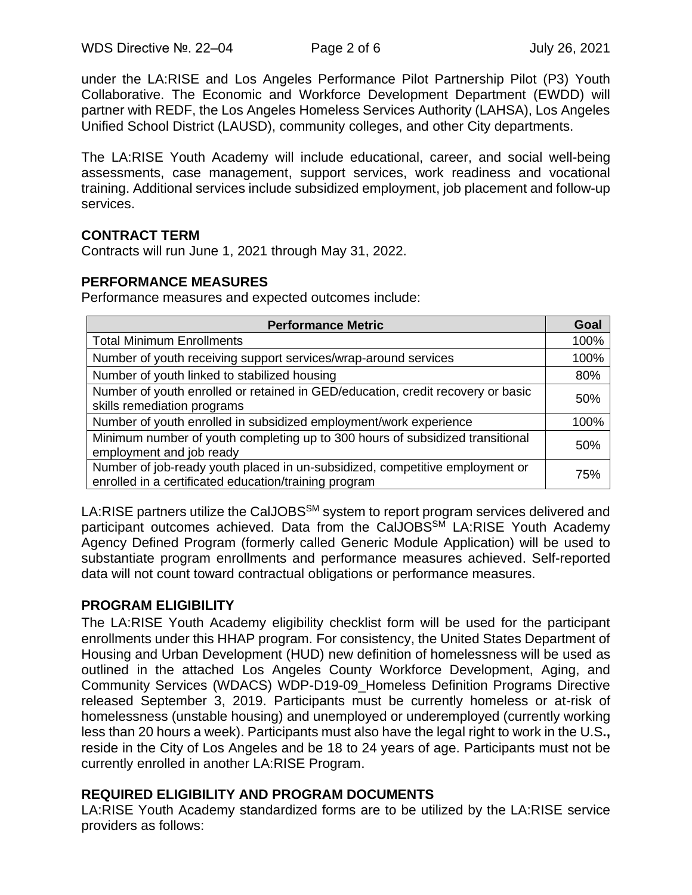under the LA:RISE and Los Angeles Performance Pilot Partnership Pilot (P3) Youth Collaborative. The Economic and Workforce Development Department (EWDD) will partner with REDF, the Los Angeles Homeless Services Authority (LAHSA), Los Angeles Unified School District (LAUSD), community colleges, and other City departments.

The LA:RISE Youth Academy will include educational, career, and social well-being assessments, case management, support services, work readiness and vocational training. Additional services include subsidized employment, job placement and follow-up services.

## CONTRACT TERM

Contracts will run June 1, 2021 through May 31, 2022.

## PERFORMANCE MEASURES

Performance measures and expected outcomes include:

| Performance Metric | Goal |
|---|---|
| Total Minimum Enrollments | 100% |
| Number of youth receiving support services/wrap-around services | 100% |
| Number of youth linked to stabilized housing | 80% |
| Number of youth enrolled or retained in GED/education, credit recovery or basic skills remediation programs | 50% |
| Number of youth enrolled in subsidized employment/work experience | 100% |
| Minimum number of youth completing up to 300 hours of subsidized transitional employment and job ready | 50% |
| Number of job-ready youth placed in un-subsidized, competitive employment or enrolled in a certificated education/training program | 75% |

LA:RISE partners utilize the CalJOBS[SM] system to report program services delivered and participant outcomes achieved. Data from the CalJOBS[SM] LA:RISE Youth Academy Agency Defined Program (formerly called Generic Module Application) will be used to substantiate program enrollments and performance measures achieved. Self-reported data will not count toward contractual obligations or performance measures.

## PROGRAM ELIGIBILITY

The LA:RISE Youth Academy eligibility checklist form will be used for the participant enrollments under this HHAP program. For consistency, the United States Department of Housing and Urban Development (HUD) new definition of homelessness will be used as outlined in the attached Los Angeles County Workforce Development, Aging, and Community Services (WDACS) WDP-D19-09_Homeless Definition Programs Directive released September 3, 2019. Participants must be currently homeless or at-risk of homelessness (unstable housing) and unemployed or underemployed (currently working less than 20 hours a week). Participants must also have the legal right to work in the U.S**.,** reside in the City of Los Angeles and be 18 to 24 years of age. Participants must not be currently enrolled in another LA:RISE Program.

## REQUIRED ELIGIBILITY AND PROGRAM DOCUMENTS

LA:RISE Youth Academy standardized forms are to be utilized by the LA:RISE service providers as follows: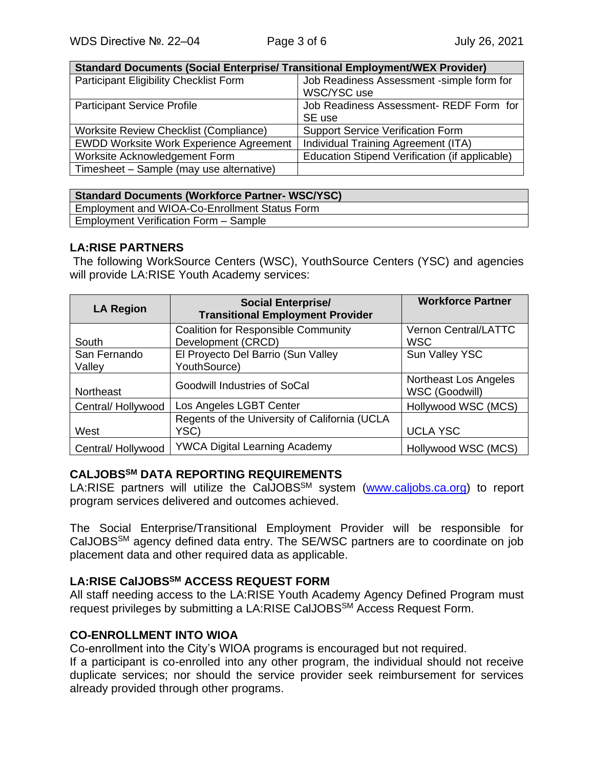| Standard Documents (Social Enterprise/ Transitional Employment/WEX Provider) | |
|---|---|
| Participant Eligibility Checklist Form | Job Readiness Assessment -simple form for WSC/YSC use |
| Participant Service Profile | Job Readiness Assessment- REDF Form for SE use |
| Worksite Review Checklist (Compliance) | Support Service Verification Form |
| EWDD Worksite Work Experience Agreement | Individual Training Agreement (ITA) |
| Worksite Acknowledgement Form | Education Stipend Verification (if applicable) |
| Timesheet – Sample (may use alternative) | |

| Standard Documents (Workforce Partner- WSC/YSC) |
|---|
| Employment and WIOA-Co-Enrollment Status Form |
| Employment Verification Form – Sample |

### LA:RISE PARTNERS

The following WorkSource Centers (WSC), YouthSource Centers (YSC) and agencies will provide LA:RISE Youth Academy services:

| LA Region | Social Enterprise/ Transitional Employment Provider | Workforce Partner |
|---|---|---|
| South | Coalition for Responsible Community Development (CRCD) | Vernon Central/LATTC WSC |
| San Fernando Valley | El Proyecto Del Barrio (Sun Valley YouthSource) | Sun Valley YSC |
| Northeast | Goodwill Industries of SoCal | Northeast Los Angeles WSC (Goodwill) |
| Central/ Hollywood | Los Angeles LGBT Center | Hollywood WSC (MCS) |
| West | Regents of the University of California (UCLA YSC) | UCLA YSC |
| Central/ Hollywood | YWCA Digital Learning Academy | Hollywood WSC (MCS) |

### CALJOBS[SM] DATA REPORTING REQUIREMENTS

LA:RISE partners will utilize the CalJOBS[SM] system (www.caljobs.ca.org) to report program services delivered and outcomes achieved.

The Social Enterprise/Transitional Employment Provider will be responsible for CalJOBS[SM] agency defined data entry. The SE/WSC partners are to coordinate on job placement data and other required data as applicable.

### LA:RISE CalJOBS[SM] ACCESS REQUEST FORM

All staff needing access to the LA:RISE Youth Academy Agency Defined Program must request privileges by submitting a LA:RISE CalJOBS[SM] Access Request Form.

### CO-ENROLLMENT INTO WIOA

Co-enrollment into the City's WIOA programs is encouraged but not required.
If a participant is co-enrolled into any other program, the individual should not receive duplicate services; nor should the service provider seek reimbursement for services already provided through other programs.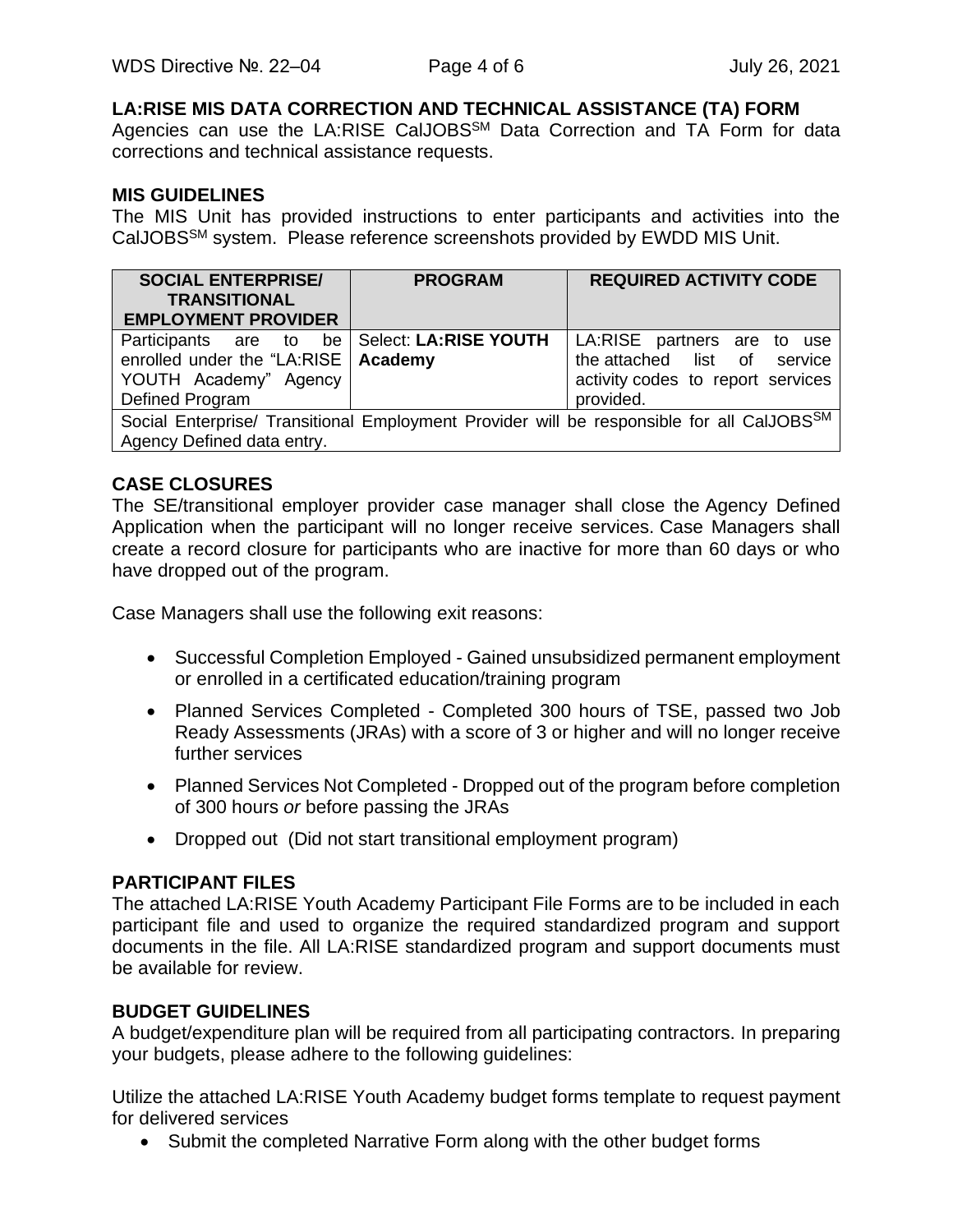## LA:RISE MIS DATA CORRECTION AND TECHNICAL ASSISTANCE (TA) FORM

Agencies can use the LA:RISE CalJOBS[SM] Data Correction and TA Form for data corrections and technical assistance requests.

## MIS GUIDELINES

The MIS Unit has provided instructions to enter participants and activities into the CalJOBS[SM] system. Please reference screenshots provided by EWDD MIS Unit.

| SOCIAL ENTERPRISE/ TRANSITIONAL EMPLOYMENT PROVIDER | PROGRAM | REQUIRED ACTIVITY CODE |
|---|---|---|
| Participants are to be enrolled under the "LA:RISE YOUTH Academy" Agency Defined Program | Select: **LA:RISE YOUTH Academy** | LA:RISE partners are to use the attached list of service activity codes to report services provided. |
| Social Enterprise/ Transitional Employment Provider will be responsible for all CalJOBS[SM] Agency Defined data entry. | | |

## CASE CLOSURES

The SE/transitional employer provider case manager shall close the Agency Defined Application when the participant will no longer receive services. Case Managers shall create a record closure for participants who are inactive for more than 60 days or who have dropped out of the program.

Case Managers shall use the following exit reasons:

- Successful Completion Employed - Gained unsubsidized permanent employment or enrolled in a certificated education/training program
- Planned Services Completed - Completed 300 hours of TSE, passed two Job Ready Assessments (JRAs) with a score of 3 or higher and will no longer receive further services
- Planned Services Not Completed - Dropped out of the program before completion of 300 hours *or* before passing the JRAs
- Dropped out (Did not start transitional employment program)

## PARTICIPANT FILES

The attached LA:RISE Youth Academy Participant File Forms are to be included in each participant file and used to organize the required standardized program and support documents in the file. All LA:RISE standardized program and support documents must be available for review.

## BUDGET GUIDELINES

A budget/expenditure plan will be required from all participating contractors. In preparing your budgets, please adhere to the following guidelines:

Utilize the attached LA:RISE Youth Academy budget forms template to request payment for delivered services

- Submit the completed Narrative Form along with the other budget forms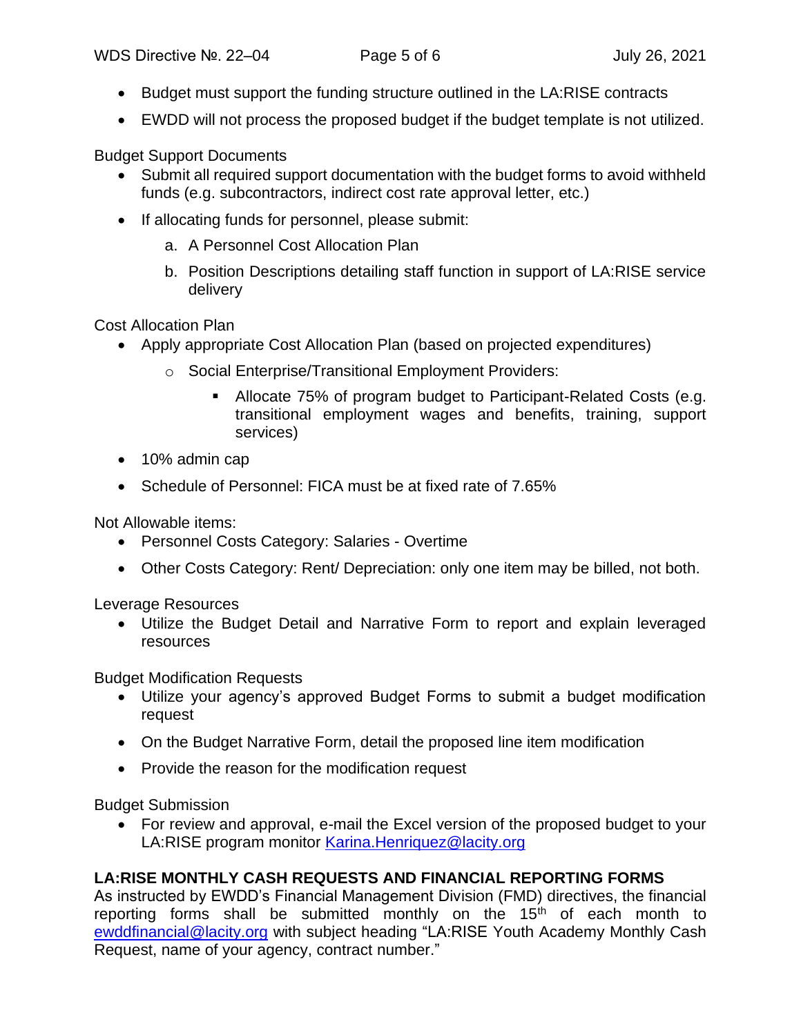- Budget must support the funding structure outlined in the LA:RISE contracts
- EWDD will not process the proposed budget if the budget template is not utilized.

Budget Support Documents

- Submit all required support documentation with the budget forms to avoid withheld funds (e.g. subcontractors, indirect cost rate approval letter, etc.)
- If allocating funds for personnel, please submit:
  a. A Personnel Cost Allocation Plan
  b. Position Descriptions detailing staff function in support of LA:RISE service delivery

Cost Allocation Plan

- Apply appropriate Cost Allocation Plan (based on projected expenditures)
  - Social Enterprise/Transitional Employment Providers:
    - Allocate 75% of program budget to Participant-Related Costs (e.g. transitional employment wages and benefits, training, support services)
- 10% admin cap
- Schedule of Personnel: FICA must be at fixed rate of 7.65%

Not Allowable items:

- Personnel Costs Category: Salaries - Overtime
- Other Costs Category: Rent/ Depreciation: only one item may be billed, not both.

Leverage Resources

- Utilize the Budget Detail and Narrative Form to report and explain leveraged resources

Budget Modification Requests

- Utilize your agency's approved Budget Forms to submit a budget modification request
- On the Budget Narrative Form, detail the proposed line item modification
- Provide the reason for the modification request

Budget Submission

- For review and approval, e-mail the Excel version of the proposed budget to your LA:RISE program monitor Karina.Henriquez@lacity.org

**LA:RISE MONTHLY CASH REQUESTS AND FINANCIAL REPORTING FORMS**

As instructed by EWDD's Financial Management Division (FMD) directives, the financial reporting forms shall be submitted monthly on the 15th of each month to ewddfinancial@lacity.org with subject heading "LA:RISE Youth Academy Monthly Cash Request, name of your agency, contract number."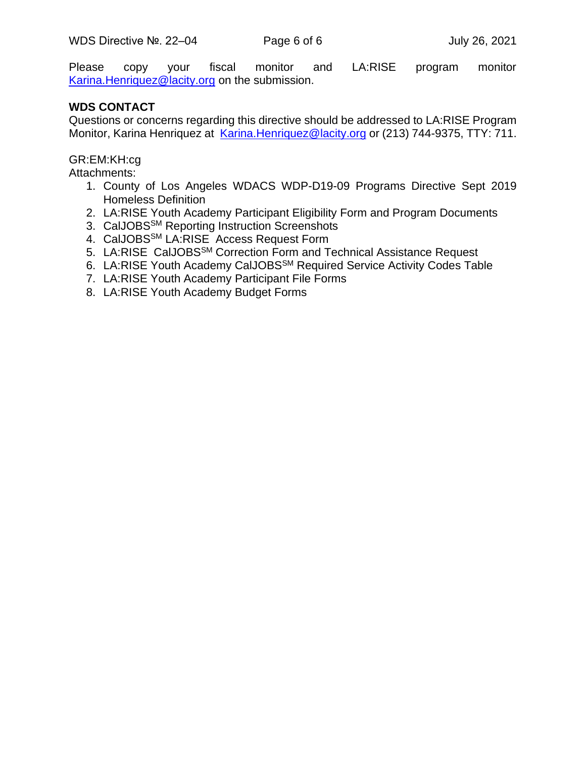Please copy your fiscal monitor and LA:RISE program monitor Karina.Henriquez@lacity.org on the submission.

**WDS CONTACT**
Questions or concerns regarding this directive should be addressed to LA:RISE Program Monitor, Karina Henriquez at Karina.Henriquez@lacity.org or (213) 744-9375, TTY: 711.

GR:EM:KH:cg
Attachments:

1. County of Los Angeles WDACS WDP-D19-09 Programs Directive Sept 2019 Homeless Definition
2. LA:RISE Youth Academy Participant Eligibility Form and Program Documents
3. CalJOBS[SM] Reporting Instruction Screenshots
4. CalJOBS[SM] LA:RISE Access Request Form
5. LA:RISE CalJOBS[SM] Correction Form and Technical Assistance Request
6. LA:RISE Youth Academy CalJOBS[SM] Required Service Activity Codes Table
7. LA:RISE Youth Academy Participant File Forms
8. LA:RISE Youth Academy Budget Forms